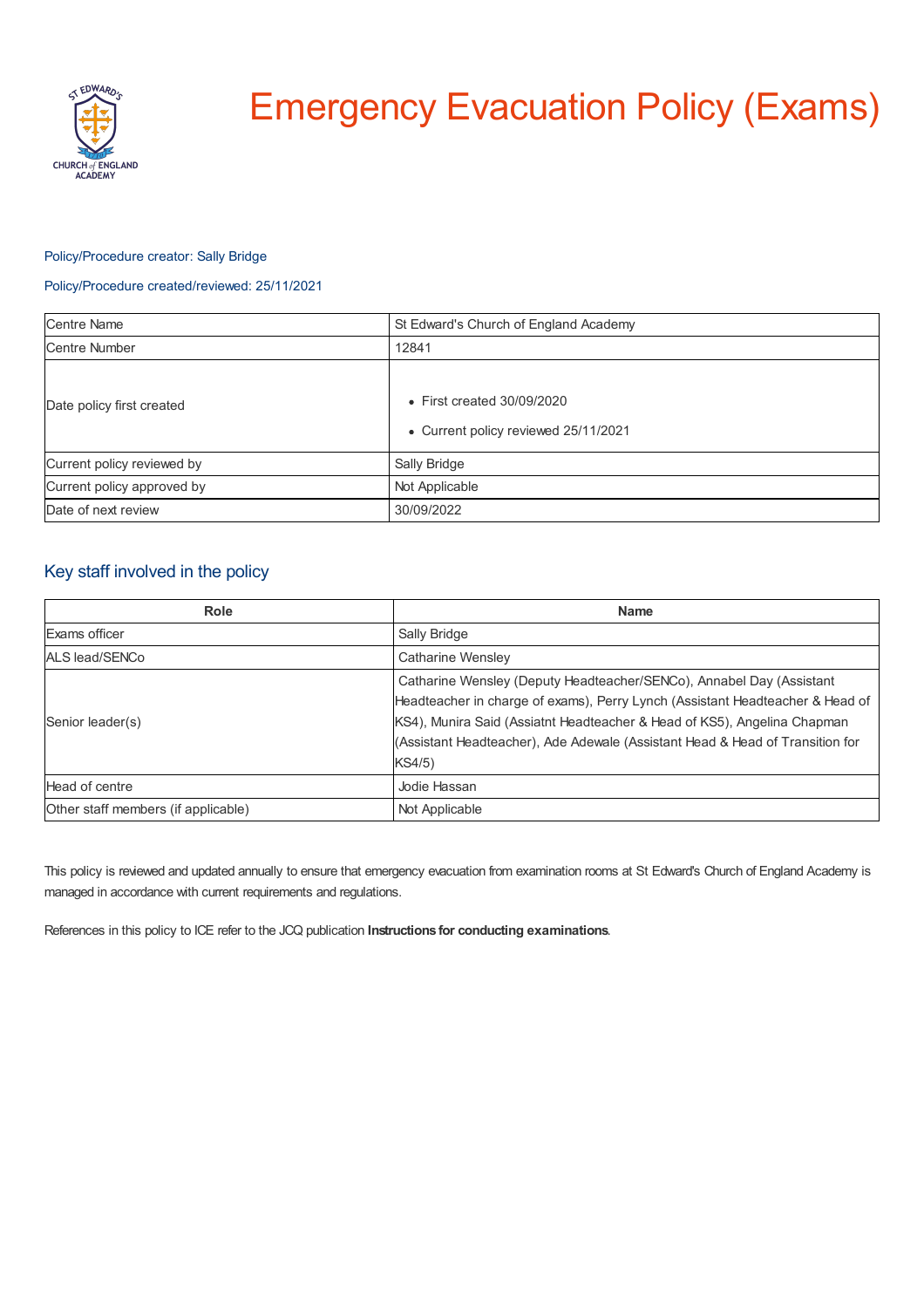# Emergency Evacuation Policy (Exams)

Policy/Procedure creator: Sally Bridge

Policy/Procedure created/reviewed: 25/11/2021

| Centre Name | St Edward's Church of England Academy |
|---|---|
| Centre Number | 12841 |
| Date policy first created | • First created 30/09/2020<br>• Current policy reviewed 25/11/2021 |
| Current policy reviewed by | Sally Bridge |
| Current policy approved by | Not Applicable |
| Date of next review | 30/09/2022 |

## Key staff involved in the policy

| Role | Name |
|---|---|
| Exams officer | Sally Bridge |
| ALS lead/SENCo | Catharine Wensley |
| Senior leader(s) | Catharine Wensley (Deputy Headteacher/SENCo), Annabel Day (Assistant Headteacher in charge of exams), Perry Lynch (Assistant Headteacher & Head of KS4), Munira Said (Assiatnt Headteacher & Head of KS5), Angelina Chapman (Assistant Headteacher), Ade Adewale (Assistant Head & Head of Transition for KS4/5) |
| Head of centre | Jodie Hassan |
| Other staff members (if applicable) | Not Applicable |

This policy is reviewed and updated annually to ensure that emergency evacuation from examination rooms at St Edward's Church of England Academy is managed in accordance with current requirements and regulations.

References in this policy to ICE refer to the JCQ publication **Instructions for conducting examinations**.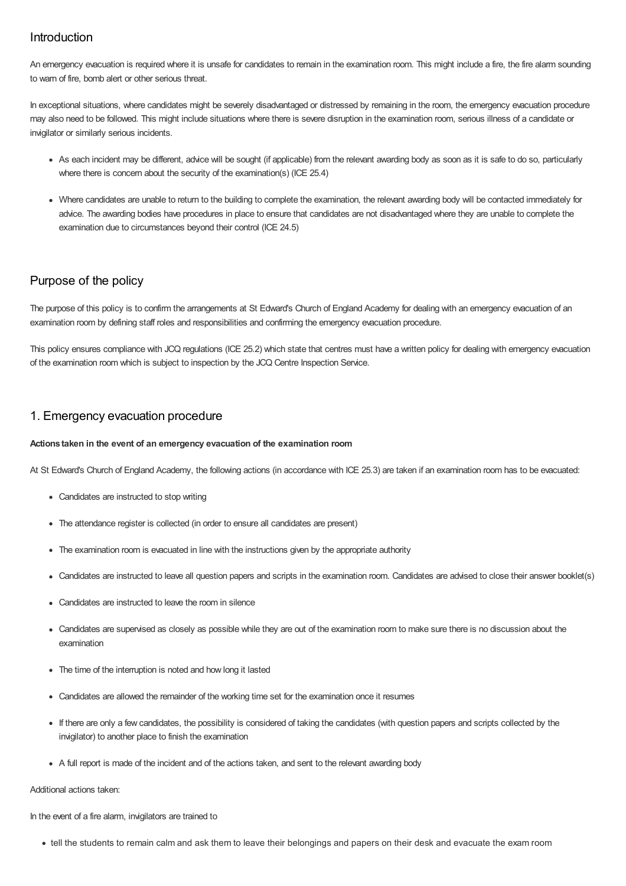## Introduction

An emergency evacuation is required where it is unsafe for candidates to remain in the examination room. This might include a fire, the fire alarm sounding to warn of fire, bomb alert or other serious threat.

In exceptional situations, where candidates might be severely disadvantaged or distressed by remaining in the room, the emergency evacuation procedure may also need to be followed. This might include situations where there is severe disruption in the examination room, serious illness of a candidate or invigilator or similarly serious incidents.

- As each incident may be different, advice will be sought (if applicable) from the relevant awarding body as soon as it is safe to do so, particularly where there is concern about the security of the examination(s) (ICE 25.4)
- Where candidates are unable to return to the building to complete the examination, the relevant awarding body will be contacted immediately for advice. The awarding bodies have procedures in place to ensure that candidates are not disadvantaged where they are unable to complete the examination due to circumstances beyond their control (ICE 24.5)

## Purpose of the policy

The purpose of this policy is to confirm the arrangements at St Edward's Church of England Academy for dealing with an emergency evacuation of an examination room by defining staff roles and responsibilities and confirming the emergency evacuation procedure.

This policy ensures compliance with JCQ regulations (ICE 25.2) which state that centres must have a written policy for dealing with emergency evacuation of the examination room which is subject to inspection by the JCQ Centre Inspection Service.

## 1. Emergency evacuation procedure

**Actions taken in the event of an emergency evacuation of the examination room**

At St Edward's Church of England Academy, the following actions (in accordance with ICE 25.3) are taken if an examination room has to be evacuated:

- Candidates are instructed to stop writing
- The attendance register is collected (in order to ensure all candidates are present)
- The examination room is evacuated in line with the instructions given by the appropriate authority
- Candidates are instructed to leave all question papers and scripts in the examination room. Candidates are advised to close their answer booklet(s)
- Candidates are instructed to leave the room in silence
- Candidates are supervised as closely as possible while they are out of the examination room to make sure there is no discussion about the examination
- The time of the interruption is noted and how long it lasted
- Candidates are allowed the remainder of the working time set for the examination once it resumes
- If there are only a few candidates, the possibility is considered of taking the candidates (with question papers and scripts collected by the invigilator) to another place to finish the examination
- A full report is made of the incident and of the actions taken, and sent to the relevant awarding body

Additional actions taken:

In the event of a fire alarm, invigilators are trained to

- tell the students to remain calm and ask them to leave their belongings and papers on their desk and evacuate the exam room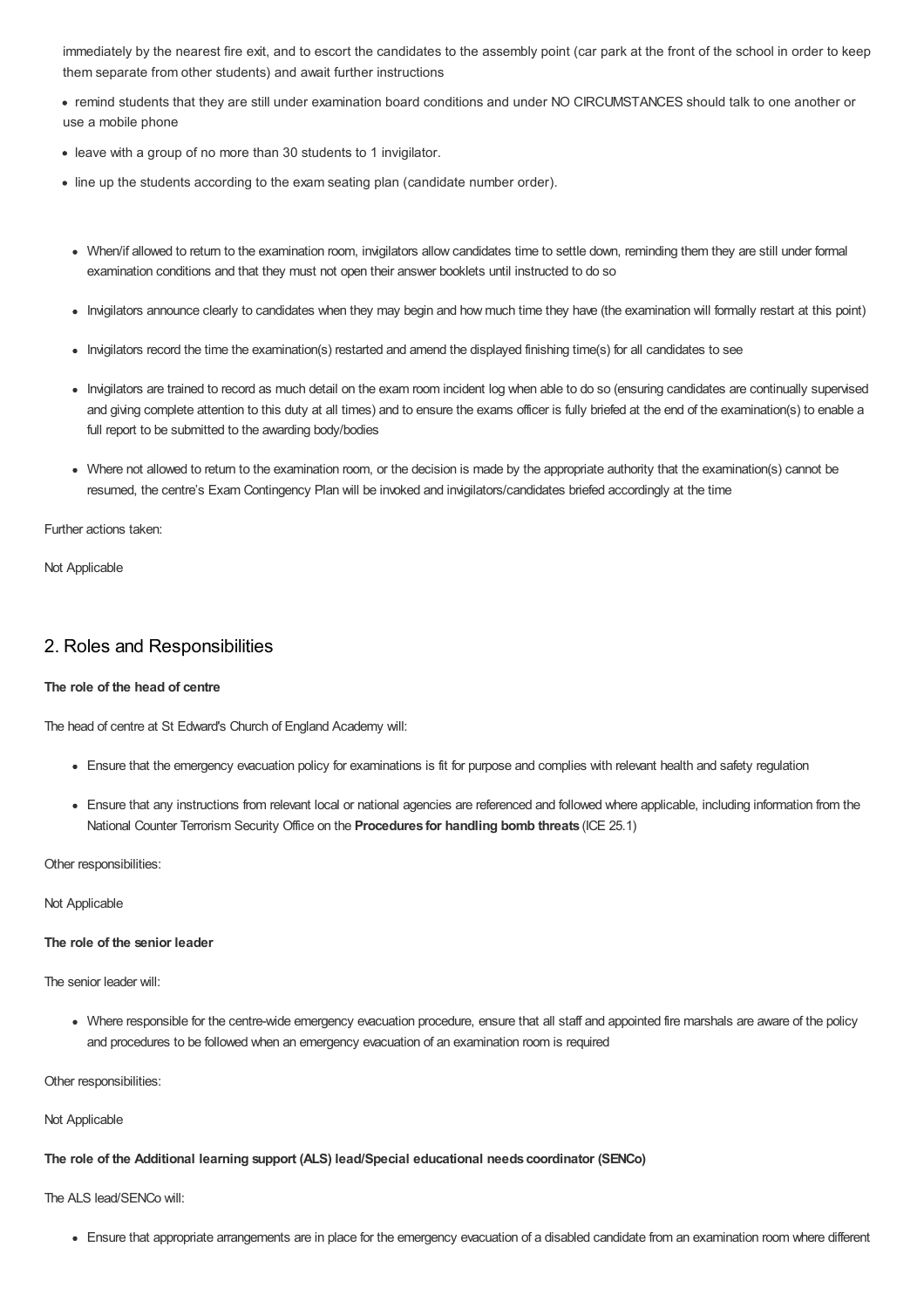immediately by the nearest fire exit, and to escort the candidates to the assembly point (car park at the front of the school in order to keep them separate from other students) and await further instructions

- remind students that they are still under examination board conditions and under NO CIRCUMSTANCES should talk to one another or use a mobile phone
- leave with a group of no more than 30 students to 1 invigilator.
- line up the students according to the exam seating plan (candidate number order).

- When/if allowed to return to the examination room, invigilators allow candidates time to settle down, reminding them they are still under formal examination conditions and that they must not open their answer booklets until instructed to do so
- Invigilators announce clearly to candidates when they may begin and how much time they have (the examination will formally restart at this point)
- Invigilators record the time the examination(s) restarted and amend the displayed finishing time(s) for all candidates to see
- Invigilators are trained to record as much detail on the exam room incident log when able to do so (ensuring candidates are continually supervised and giving complete attention to this duty at all times) and to ensure the exams officer is fully briefed at the end of the examination(s) to enable a full report to be submitted to the awarding body/bodies
- Where not allowed to return to the examination room, or the decision is made by the appropriate authority that the examination(s) cannot be resumed, the centre's Exam Contingency Plan will be invoked and invigilators/candidates briefed accordingly at the time

Further actions taken:

Not Applicable

## 2. Roles and Responsibilities

**The role of the head of centre**

The head of centre at St Edward's Church of England Academy will:

- Ensure that the emergency evacuation policy for examinations is fit for purpose and complies with relevant health and safety regulation
- Ensure that any instructions from relevant local or national agencies are referenced and followed where applicable, including information from the National Counter Terrorism Security Office on the **Procedures for handling bomb threats** (ICE 25.1)

Other responsibilities:

Not Applicable

**The role of the senior leader**

The senior leader will:

- Where responsible for the centre-wide emergency evacuation procedure, ensure that all staff and appointed fire marshals are aware of the policy and procedures to be followed when an emergency evacuation of an examination room is required

Other responsibilities:

Not Applicable

**The role of the Additional learning support (ALS) lead/Special educational needs coordinator (SENCo)**

The ALS lead/SENCo will:

- Ensure that appropriate arrangements are in place for the emergency evacuation of a disabled candidate from an examination room where different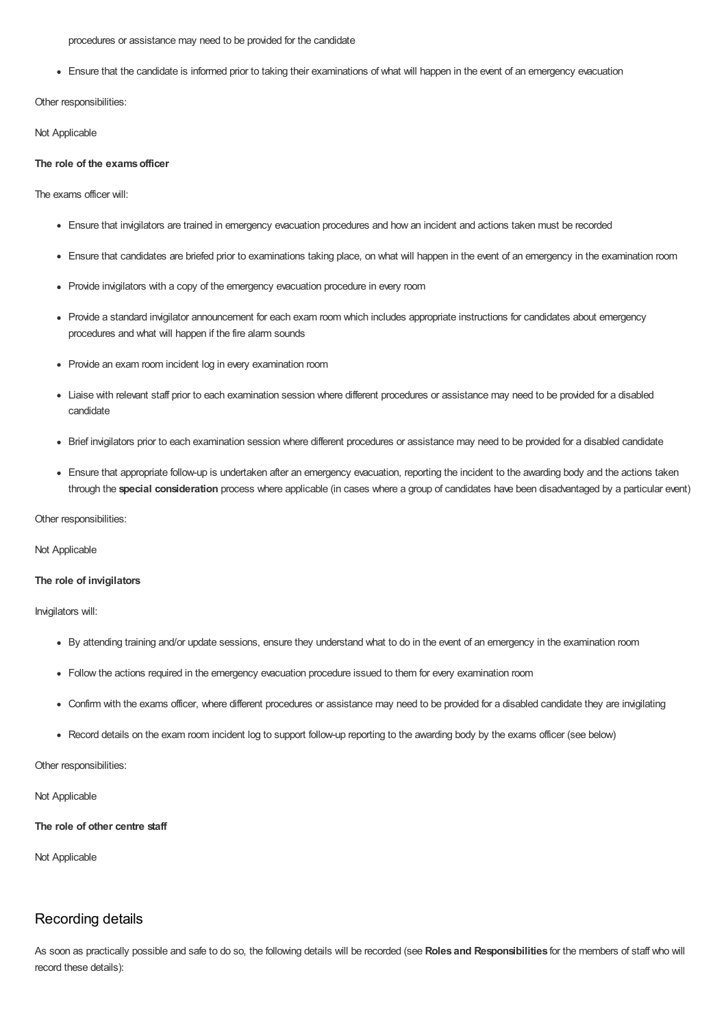procedures or assistance may need to be provided for the candidate

- Ensure that the candidate is informed prior to taking their examinations of what will happen in the event of an emergency evacuation

Other responsibilities:

Not Applicable

**The role of the exams officer**

The exams officer will:

- Ensure that invigilators are trained in emergency evacuation procedures and how an incident and actions taken must be recorded
- Ensure that candidates are briefed prior to examinations taking place, on what will happen in the event of an emergency in the examination room
- Provide invigilators with a copy of the emergency evacuation procedure in every room
- Provide a standard invigilator announcement for each exam room which includes appropriate instructions for candidates about emergency procedures and what will happen if the fire alarm sounds
- Provide an exam room incident log in every examination room
- Liaise with relevant staff prior to each examination session where different procedures or assistance may need to be provided for a disabled candidate
- Brief invigilators prior to each examination session where different procedures or assistance may need to be provided for a disabled candidate
- Ensure that appropriate follow-up is undertaken after an emergency evacuation, reporting the incident to the awarding body and the actions taken through the **special consideration** process where applicable (in cases where a group of candidates have been disadvantaged by a particular event)

Other responsibilities:

Not Applicable

**The role of invigilators**

Invigilators will:

- By attending training and/or update sessions, ensure they understand what to do in the event of an emergency in the examination room
- Follow the actions required in the emergency evacuation procedure issued to them for every examination room
- Confirm with the exams officer, where different procedures or assistance may need to be provided for a disabled candidate they are invigilating
- Record details on the exam room incident log to support follow-up reporting to the awarding body by the exams officer (see below)

Other responsibilities:

Not Applicable

**The role of other centre staff**

Not Applicable

## Recording details

As soon as practically possible and safe to do so, the following details will be recorded (see **Roles and Responsibilities** for the members of staff who will record these details):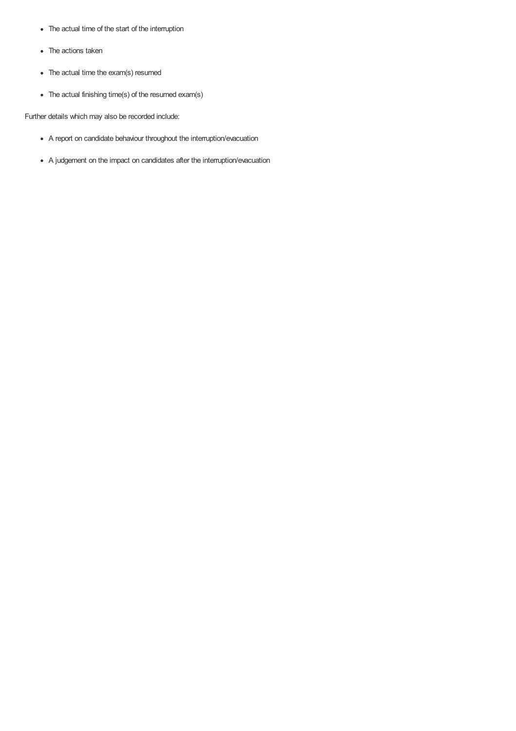- The actual time of the start of the interruption
- The actions taken
- The actual time the exam(s) resumed
- The actual finishing time(s) of the resumed exam(s)

Further details which may also be recorded include:

- A report on candidate behaviour throughout the interruption/evacuation
- A judgement on the impact on candidates after the interruption/evacuation